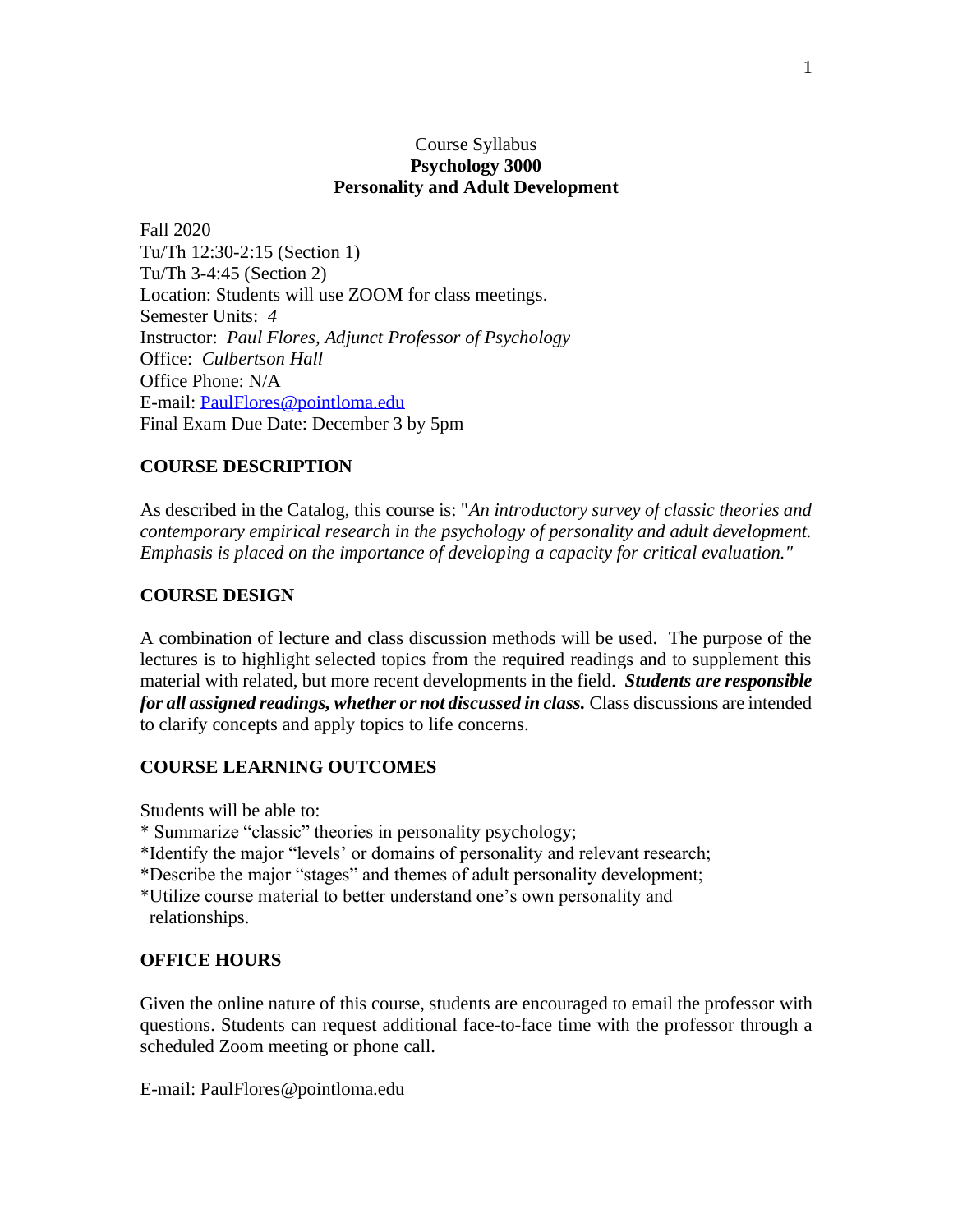Course Syllabus

**Psychology 3000**

**Personality and Adult Development**

Fall 2020
Tu/Th 12:30-2:15 (Section 1)
Tu/Th 3-4:45 (Section 2)
Location: Students will use ZOOM for class meetings.
Semester Units: *4*
Instructor: *Paul Flores, Adjunct Professor of Psychology*
Office: *Culbertson Hall*
Office Phone: N/A
E-mail: PaulFlores@pointloma.edu
Final Exam Due Date: December 3 by 5pm

## COURSE DESCRIPTION

As described in the Catalog, this course is: "*An introductory survey of classic theories and contemporary empirical research in the psychology of personality and adult development. Emphasis is placed on the importance of developing a capacity for critical evaluation."*

## COURSE DESIGN

A combination of lecture and class discussion methods will be used. The purpose of the lectures is to highlight selected topics from the required readings and to supplement this material with related, but more recent developments in the field. ***Students are responsible for all assigned readings, whether or not discussed in class.*** Class discussions are intended to clarify concepts and apply topics to life concerns.

## COURSE LEARNING OUTCOMES

Students will be able to:

* Summarize "classic" theories in personality psychology;
* Identify the major "levels' or domains of personality and relevant research;
* Describe the major "stages" and themes of adult personality development;
* Utilize course material to better understand one's own personality and relationships.

## OFFICE HOURS

Given the online nature of this course, students are encouraged to email the professor with questions. Students can request additional face-to-face time with the professor through a scheduled Zoom meeting or phone call.

E-mail: PaulFlores@pointloma.edu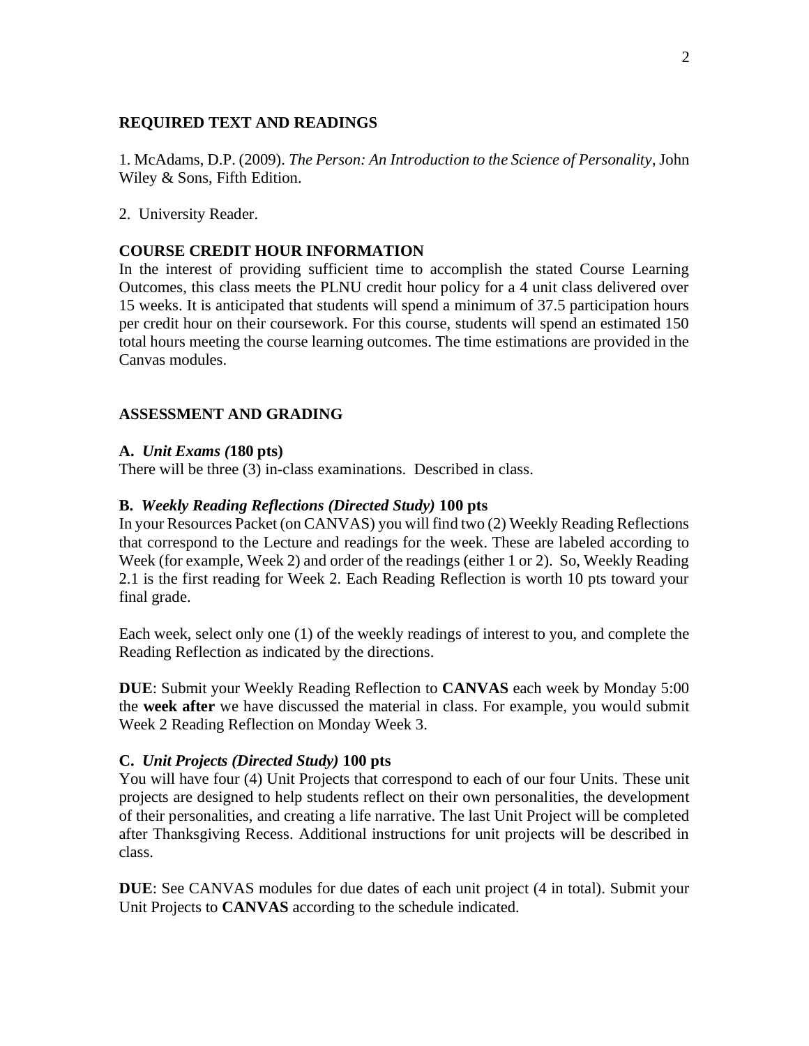## REQUIRED TEXT AND READINGS

1. McAdams, D.P. (2009). *The Person: An Introduction to the Science of Personality*, John Wiley & Sons, Fifth Edition.

2. University Reader.

## COURSE CREDIT HOUR INFORMATION

In the interest of providing sufficient time to accomplish the stated Course Learning Outcomes, this class meets the PLNU credit hour policy for a 4 unit class delivered over 15 weeks. It is anticipated that students will spend a minimum of 37.5 participation hours per credit hour on their coursework. For this course, students will spend an estimated 150 total hours meeting the course learning outcomes. The time estimations are provided in the Canvas modules.

## ASSESSMENT AND GRADING

### A. *Unit Exams (***180 pts)**

There will be three (3) in-class examinations. Described in class.

### B. *Weekly Reading Reflections (Directed Study)* 100 pts

In your Resources Packet (on CANVAS) you will find two (2) Weekly Reading Reflections that correspond to the Lecture and readings for the week. These are labeled according to Week (for example, Week 2) and order of the readings (either 1 or 2). So, Weekly Reading 2.1 is the first reading for Week 2. Each Reading Reflection is worth 10 pts toward your final grade.

Each week, select only one (1) of the weekly readings of interest to you, and complete the Reading Reflection as indicated by the directions.

**DUE**: Submit your Weekly Reading Reflection to **CANVAS** each week by Monday 5:00 the **week after** we have discussed the material in class. For example, you would submit Week 2 Reading Reflection on Monday Week 3.

### C. *Unit Projects (Directed Study)* 100 pts

You will have four (4) Unit Projects that correspond to each of our four Units. These unit projects are designed to help students reflect on their own personalities, the development of their personalities, and creating a life narrative. The last Unit Project will be completed after Thanksgiving Recess. Additional instructions for unit projects will be described in class.

**DUE**: See CANVAS modules for due dates of each unit project (4 in total). Submit your Unit Projects to **CANVAS** according to the schedule indicated.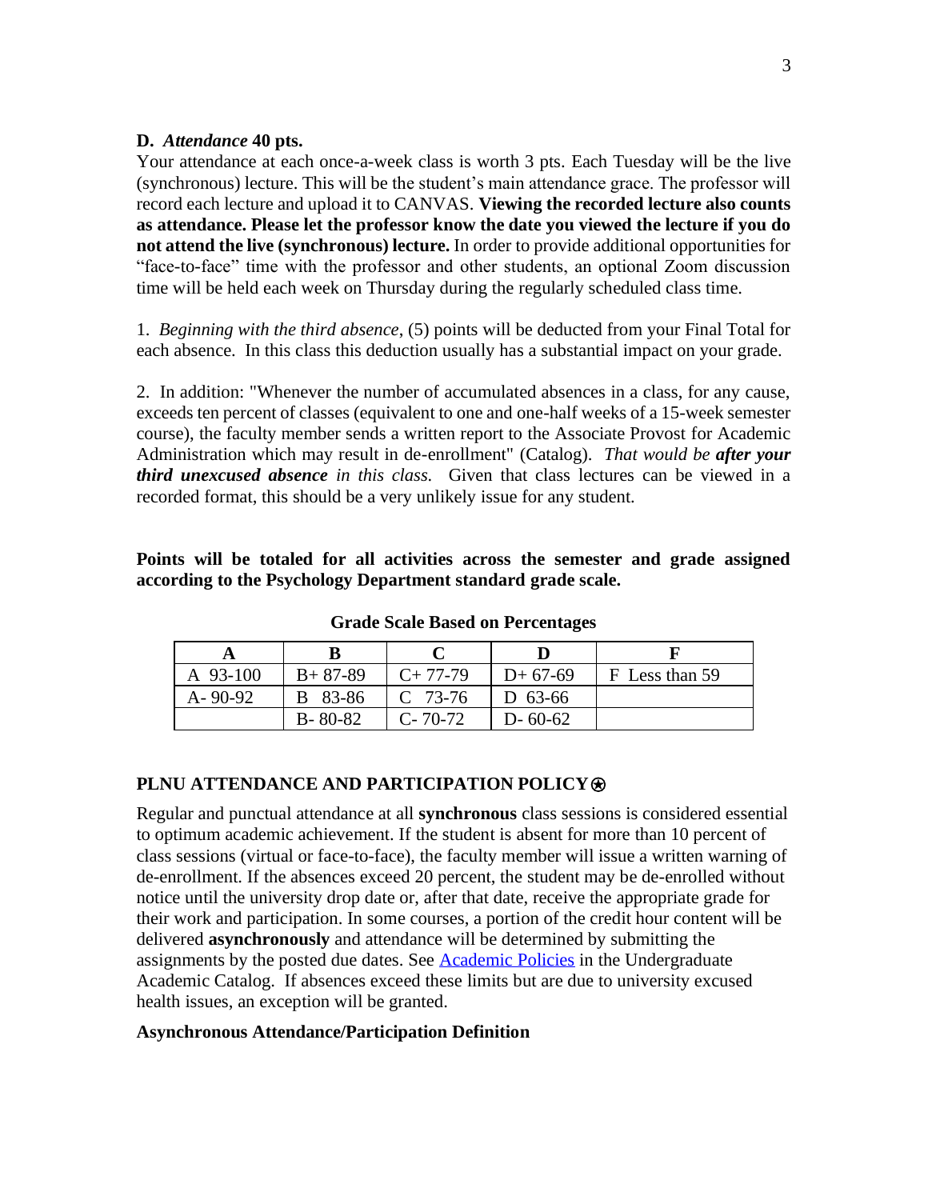**D.** ***Attendance*** **40 pts.**

Your attendance at each once-a-week class is worth 3 pts. Each Tuesday will be the live (synchronous) lecture. This will be the student's main attendance grace. The professor will record each lecture and upload it to CANVAS. **Viewing the recorded lecture also counts as attendance. Please let the professor know the date you viewed the lecture if you do not attend the live (synchronous) lecture.** In order to provide additional opportunities for "face-to-face" time with the professor and other students, an optional Zoom discussion time will be held each week on Thursday during the regularly scheduled class time.

1. *Beginning with the third absence*, (5) points will be deducted from your Final Total for each absence. In this class this deduction usually has a substantial impact on your grade.

2. In addition: "Whenever the number of accumulated absences in a class, for any cause, exceeds ten percent of classes (equivalent to one and one-half weeks of a 15-week semester course), the faculty member sends a written report to the Associate Provost for Academic Administration which may result in de-enrollment" (Catalog). *That would be* ***after your third unexcused absence*** *in this class.* Given that class lectures can be viewed in a recorded format, this should be a very unlikely issue for any student.

**Points will be totaled for all activities across the semester and grade assigned according to the Psychology Department standard grade scale.**

**Grade Scale Based on Percentages**

| A | B | C | D | F |
|---|---|---|---|---|
| A 93-100 | B+ 87-89 | C+ 77-79 | D+ 67-69 | F Less than 59 |
| A- 90-92 | B 83-86 | C 73-76 | D 63-66 | |
| | B- 80-82 | C- 70-72 | D- 60-62 | |

## PLNU ATTENDANCE AND PARTICIPATION POLICY⍟

Regular and punctual attendance at all **synchronous** class sessions is considered essential to optimum academic achievement. If the student is absent for more than 10 percent of class sessions (virtual or face-to-face), the faculty member will issue a written warning of de-enrollment. If the absences exceed 20 percent, the student may be de-enrolled without notice until the university drop date or, after that date, receive the appropriate grade for their work and participation. In some courses, a portion of the credit hour content will be delivered **asynchronously** and attendance will be determined by submitting the assignments by the posted due dates. See [Academic Policies] in the Undergraduate Academic Catalog. If absences exceed these limits but are due to university excused health issues, an exception will be granted.

**Asynchronous Attendance/Participation Definition**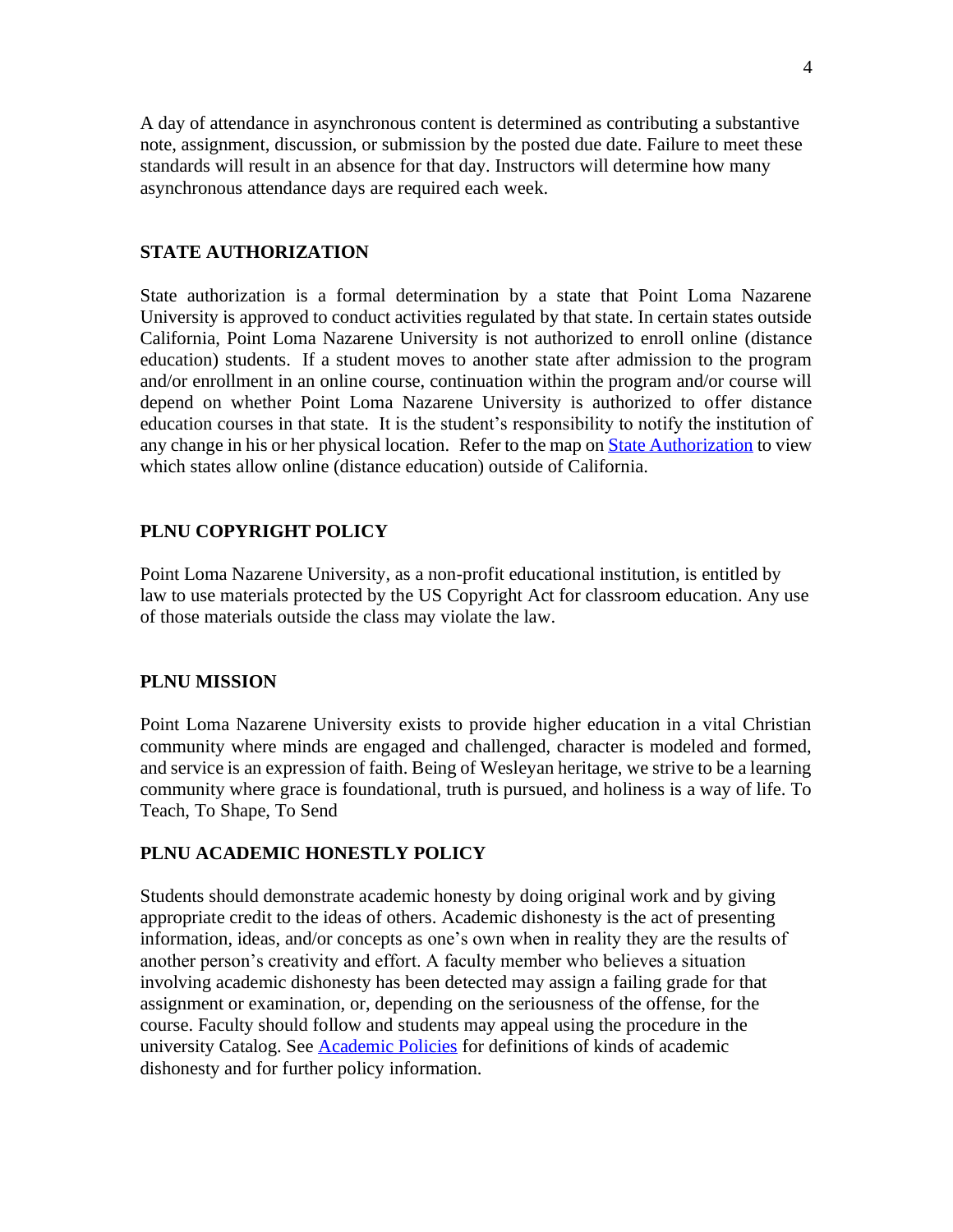A day of attendance in asynchronous content is determined as contributing a substantive note, assignment, discussion, or submission by the posted due date. Failure to meet these standards will result in an absence for that day. Instructors will determine how many asynchronous attendance days are required each week.

## STATE AUTHORIZATION

State authorization is a formal determination by a state that Point Loma Nazarene University is approved to conduct activities regulated by that state. In certain states outside California, Point Loma Nazarene University is not authorized to enroll online (distance education) students. If a student moves to another state after admission to the program and/or enrollment in an online course, continuation within the program and/or course will depend on whether Point Loma Nazarene University is authorized to offer distance education courses in that state. It is the student's responsibility to notify the institution of any change in his or her physical location. Refer to the map on State Authorization to view which states allow online (distance education) outside of California.

## PLNU COPYRIGHT POLICY

Point Loma Nazarene University, as a non-profit educational institution, is entitled by law to use materials protected by the US Copyright Act for classroom education. Any use of those materials outside the class may violate the law.

## PLNU MISSION

Point Loma Nazarene University exists to provide higher education in a vital Christian community where minds are engaged and challenged, character is modeled and formed, and service is an expression of faith. Being of Wesleyan heritage, we strive to be a learning community where grace is foundational, truth is pursued, and holiness is a way of life. To Teach, To Shape, To Send

## PLNU ACADEMIC HONESTLY POLICY

Students should demonstrate academic honesty by doing original work and by giving appropriate credit to the ideas of others. Academic dishonesty is the act of presenting information, ideas, and/or concepts as one's own when in reality they are the results of another person's creativity and effort. A faculty member who believes a situation involving academic dishonesty has been detected may assign a failing grade for that assignment or examination, or, depending on the seriousness of the offense, for the course. Faculty should follow and students may appeal using the procedure in the university Catalog. See Academic Policies for definitions of kinds of academic dishonesty and for further policy information.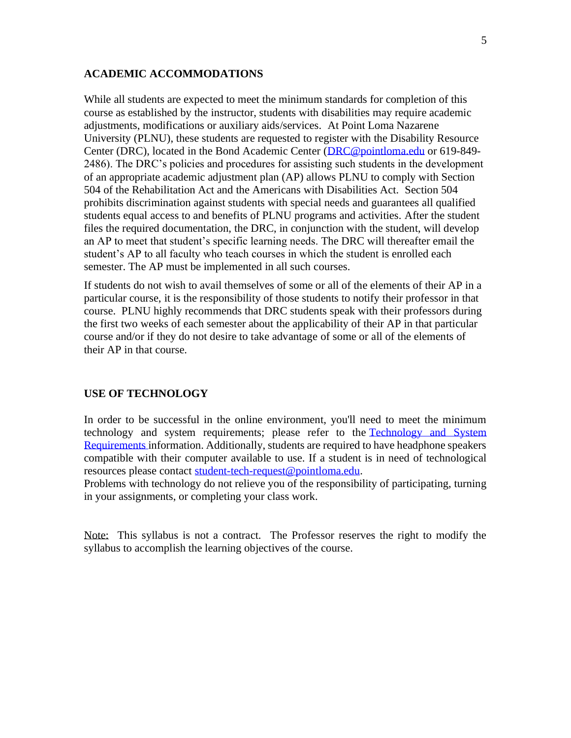## ACADEMIC ACCOMMODATIONS

While all students are expected to meet the minimum standards for completion of this course as established by the instructor, students with disabilities may require academic adjustments, modifications or auxiliary aids/services. At Point Loma Nazarene University (PLNU), these students are requested to register with the Disability Resource Center (DRC), located in the Bond Academic Center (DRC@pointloma.edu or 619-849-2486). The DRC's policies and procedures for assisting such students in the development of an appropriate academic adjustment plan (AP) allows PLNU to comply with Section 504 of the Rehabilitation Act and the Americans with Disabilities Act. Section 504 prohibits discrimination against students with special needs and guarantees all qualified students equal access to and benefits of PLNU programs and activities. After the student files the required documentation, the DRC, in conjunction with the student, will develop an AP to meet that student's specific learning needs. The DRC will thereafter email the student's AP to all faculty who teach courses in which the student is enrolled each semester. The AP must be implemented in all such courses.

If students do not wish to avail themselves of some or all of the elements of their AP in a particular course, it is the responsibility of those students to notify their professor in that course. PLNU highly recommends that DRC students speak with their professors during the first two weeks of each semester about the applicability of their AP in that particular course and/or if they do not desire to take advantage of some or all of the elements of their AP in that course.

## USE OF TECHNOLOGY

In order to be successful in the online environment, you'll need to meet the minimum technology and system requirements; please refer to the Technology and System Requirements information. Additionally, students are required to have headphone speakers compatible with their computer available to use. If a student is in need of technological resources please contact student-tech-request@pointloma.edu.
Problems with technology do not relieve you of the responsibility of participating, turning in your assignments, or completing your class work.

Note: This syllabus is not a contract. The Professor reserves the right to modify the syllabus to accomplish the learning objectives of the course.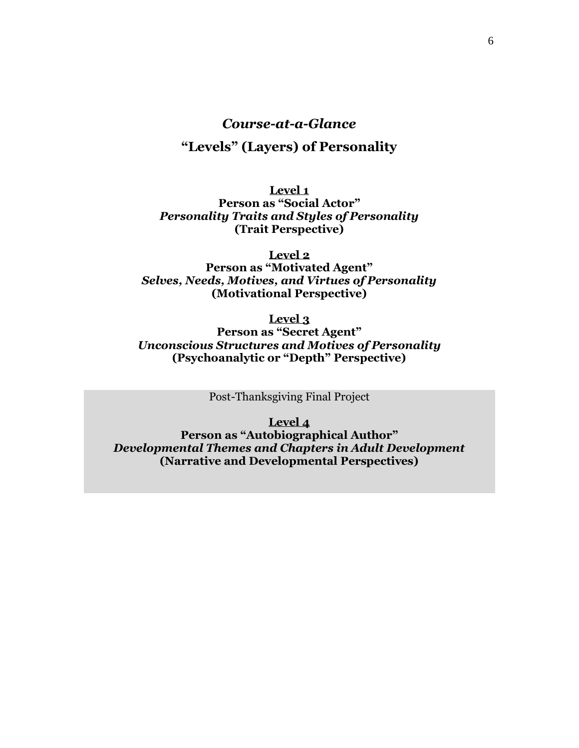## *Course-at-a-Glance*

## "Levels" (Layers) of Personality

**<u>Level 1</u>**
**Person as "Social Actor"**
***Personality Traits and Styles of Personality***
**(Trait Perspective)**

**<u>Level 2</u>**
**Person as "Motivated Agent"**
***Selves, Needs, Motives, and Virtues of Personality***
**(Motivational Perspective)**

**<u>Level 3</u>**
**Person as "Secret Agent"**
***Unconscious Structures and Motives of Personality***
**(Psychoanalytic or "Depth" Perspective)**

Post-Thanksgiving Final Project

**<u>Level 4</u>**
**Person as "Autobiographical Author"**
***Developmental Themes and Chapters in Adult Development***
**(Narrative and Developmental Perspectives)**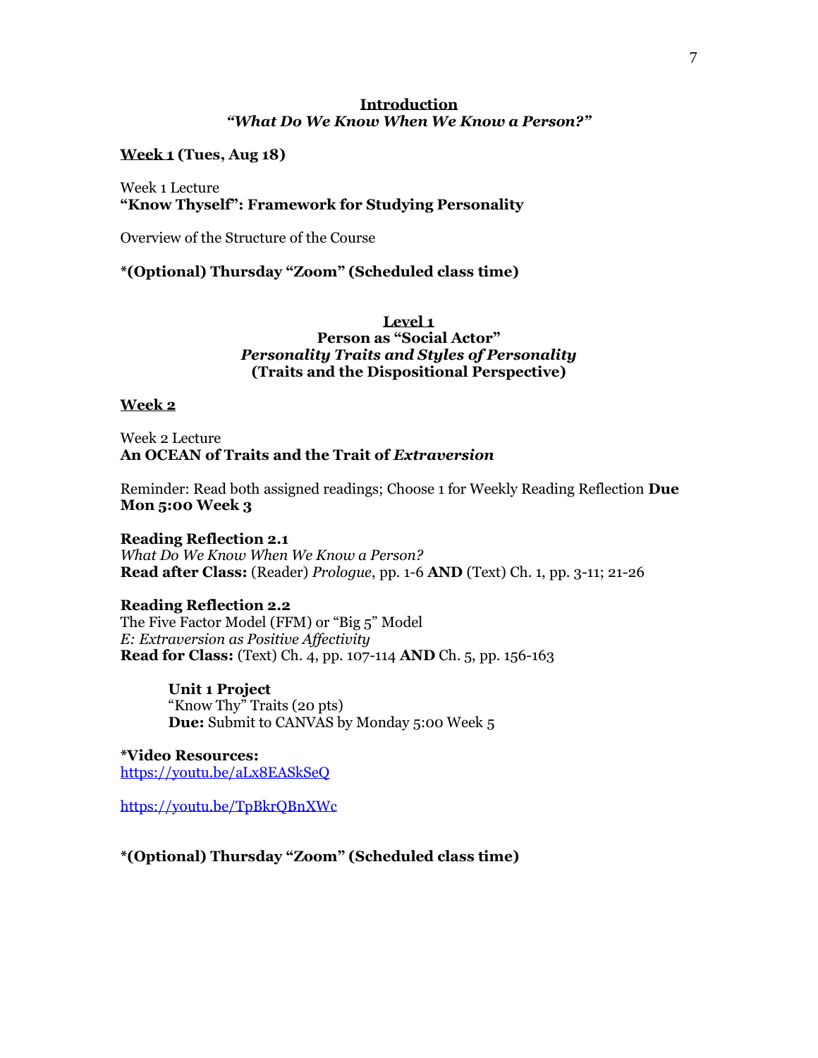## Introduction

### *"What Do We Know When We Know a Person?"*

**Week 1 (Tues, Aug 18)**

Week 1 Lecture
**"Know Thyself": Framework for Studying Personality**

Overview of the Structure of the Course

**\*(Optional) Thursday "Zoom" (Scheduled class time)**

## Level 1

### Person as "Social Actor"

### *Personality Traits and Styles of Personality*

### (Traits and the Dispositional Perspective)

**Week 2**

Week 2 Lecture
**An OCEAN of Traits and the Trait of *Extraversion***

Reminder: Read both assigned readings; Choose 1 for Weekly Reading Reflection **Due Mon 5:00 Week 3**

**Reading Reflection 2.1**
*What Do We Know When We Know a Person?*
**Read after Class:** (Reader) *Prologue*, pp. 1-6 **AND** (Text) Ch. 1, pp. 3-11; 21-26

**Reading Reflection 2.2**
The Five Factor Model (FFM) or "Big 5" Model
*E: Extraversion as Positive Affectivity*
**Read for Class:** (Text) Ch. 4, pp. 107-114 **AND** Ch. 5, pp. 156-163

> **Unit 1 Project**
> "Know Thy" Traits (20 pts)
> **Due:** Submit to CANVAS by Monday 5:00 Week 5

**\*Video Resources:**
https://youtu.be/aLx8EASkSeQ

https://youtu.be/TpBkrQBnXWc

**\*(Optional) Thursday "Zoom" (Scheduled class time)**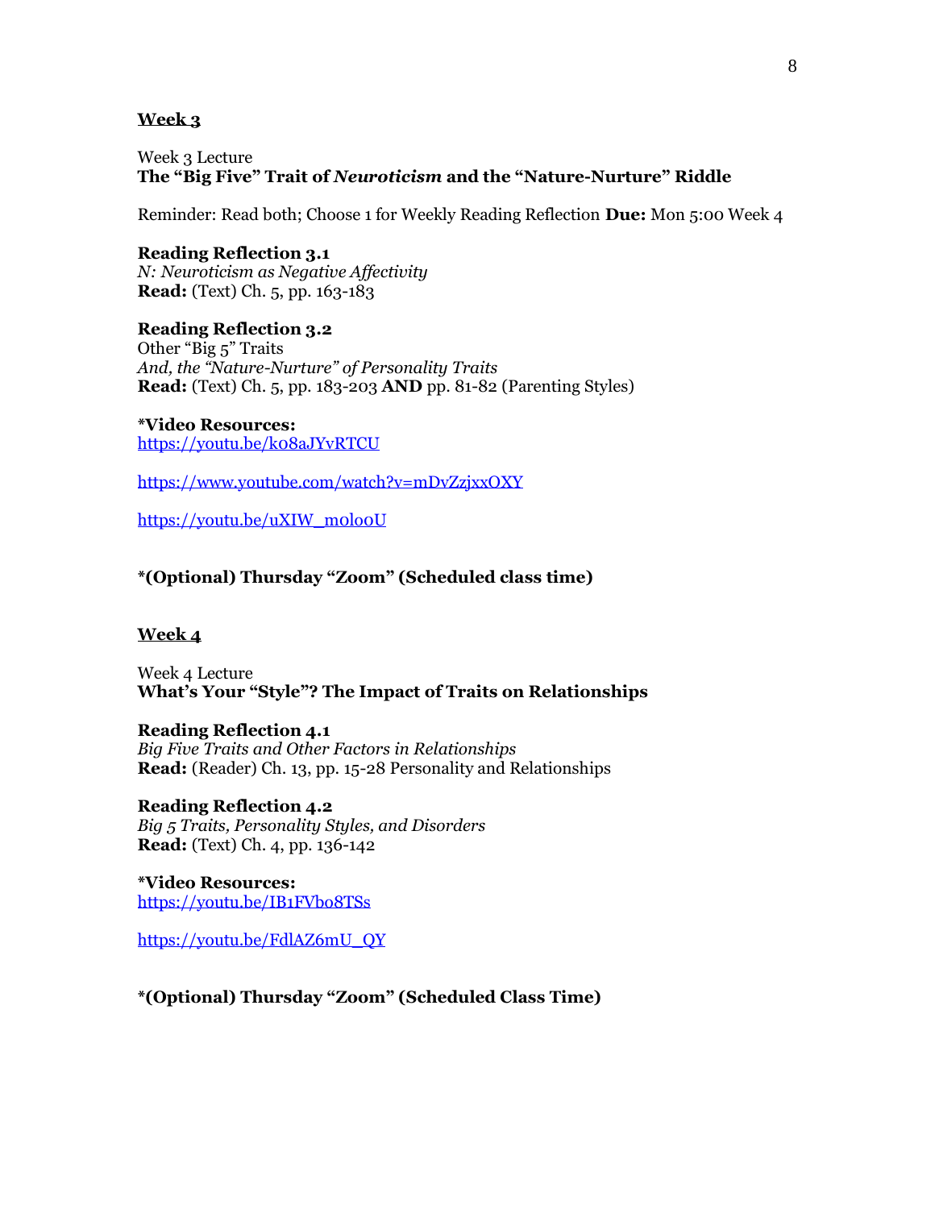## Week 3

Week 3 Lecture
**The "Big Five" Trait of *Neuroticism* and the "Nature-Nurture" Riddle**

Reminder: Read both; Choose 1 for Weekly Reading Reflection **Due:** Mon 5:00 Week 4

**Reading Reflection 3.1**
*N: Neuroticism as Negative Affectivity*
**Read:** (Text) Ch. 5, pp. 163-183

**Reading Reflection 3.2**
Other "Big 5" Traits
*And, the "Nature-Nurture" of Personality Traits*
**Read:** (Text) Ch. 5, pp. 183-203 **AND** pp. 81-82 (Parenting Styles)

**\*Video Resources:**
https://youtu.be/ko8aJYvRTCU

https://www.youtube.com/watch?v=mDvZzjxxOXY

https://youtu.be/uXIW_m0lo0U

**\*(Optional) Thursday "Zoom" (Scheduled class time)**

## Week 4

Week 4 Lecture
**What's Your "Style"? The Impact of Traits on Relationships**

**Reading Reflection 4.1**
*Big Five Traits and Other Factors in Relationships*
**Read:** (Reader) Ch. 13, pp. 15-28 Personality and Relationships

**Reading Reflection 4.2**
*Big 5 Traits, Personality Styles, and Disorders*
**Read:** (Text) Ch. 4, pp. 136-142

**\*Video Resources:**
https://youtu.be/IB1FVbo8TSs

https://youtu.be/FdlAZ6mU_QY

**\*(Optional) Thursday "Zoom" (Scheduled Class Time)**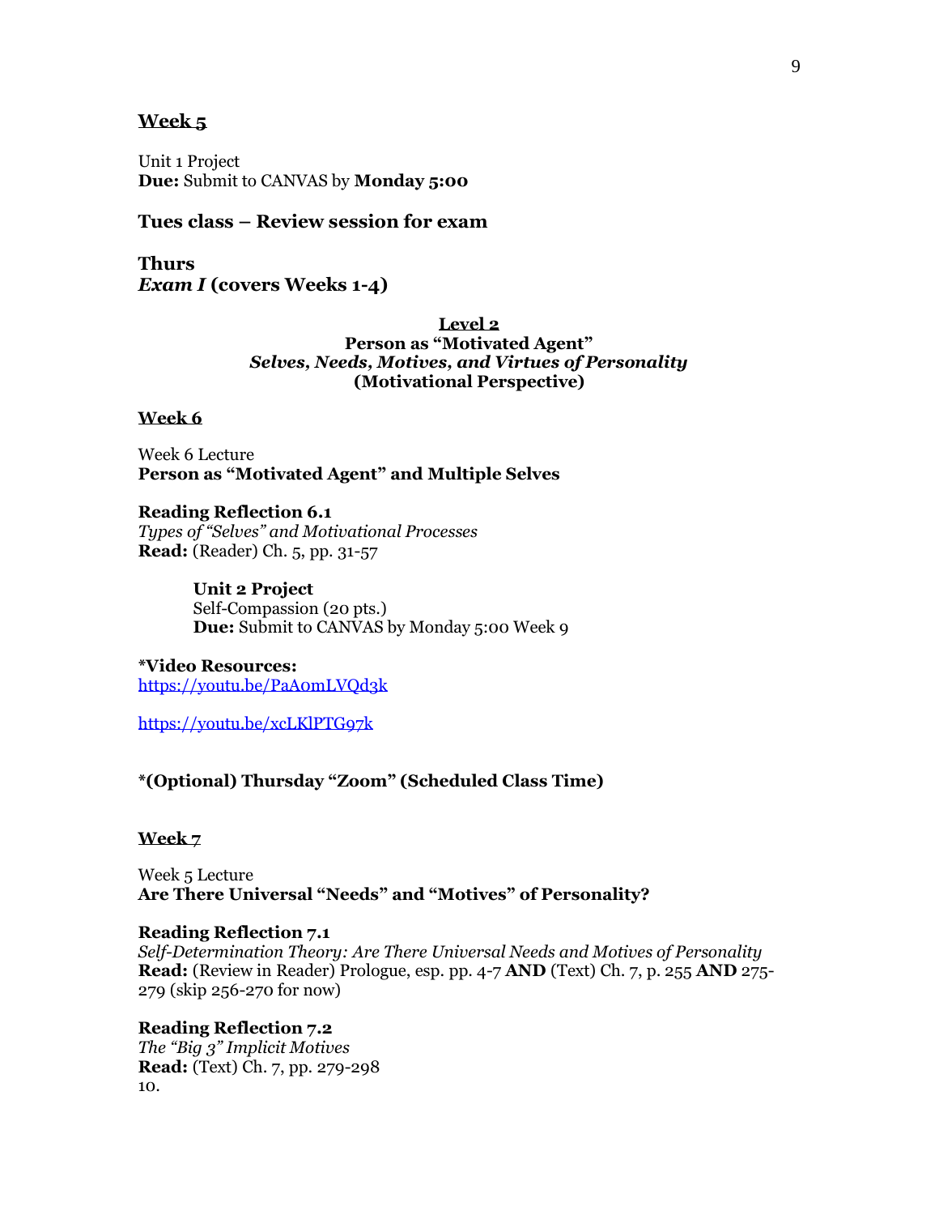**Week 5**

Unit 1 Project
**Due:** Submit to CANVAS by **Monday 5:00**

**Tues class – Review session for exam**

**Thurs**
***Exam I* (covers Weeks 1-4)**

**Level 2**
**Person as "Motivated Agent"**
***Selves, Needs, Motives, and Virtues of Personality***
**(Motivational Perspective)**

**Week 6**

Week 6 Lecture
**Person as "Motivated Agent" and Multiple Selves**

**Reading Reflection 6.1**
*Types of "Selves" and Motivational Processes*
**Read:** (Reader) Ch. 5, pp. 31-57

> **Unit 2 Project**
> Self-Compassion (20 pts.)
> **Due:** Submit to CANVAS by Monday 5:00 Week 9

**\*Video Resources:**
https://youtu.be/PaA0mLVQd3k

https://youtu.be/xcLKlPTG97k

**\*(Optional) Thursday "Zoom" (Scheduled Class Time)**

**Week 7**

Week 5 Lecture
**Are There Universal "Needs" and "Motives" of Personality?**

**Reading Reflection 7.1**
*Self-Determination Theory: Are There Universal Needs and Motives of Personality*
**Read:** (Review in Reader) Prologue, esp. pp. 4-7 **AND** (Text) Ch. 7, p. 255 **AND** 275-279 (skip 256-270 for now)

**Reading Reflection 7.2**
*The "Big 3" Implicit Motives*
**Read:** (Text) Ch. 7, pp. 279-298
10.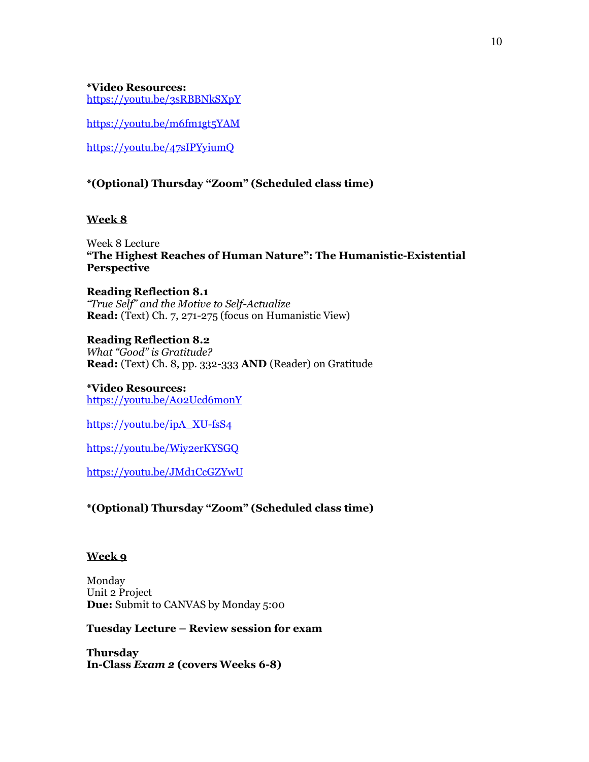**\*Video Resources:**
https://youtu.be/3sRBBNkSXpY

https://youtu.be/m6fm1gt5YAM

https://youtu.be/47sIPYyiumQ

**\*(Optional) Thursday "Zoom" (Scheduled class time)**

**Week 8**

Week 8 Lecture
**"The Highest Reaches of Human Nature": The Humanistic-Existential Perspective**

**Reading Reflection 8.1**
*"True Self" and the Motive to Self-Actualize*
**Read:** (Text) Ch. 7, 271-275 (focus on Humanistic View)

**Reading Reflection 8.2**
*What "Good" is Gratitude?*
**Read:** (Text) Ch. 8, pp. 332-333 **AND** (Reader) on Gratitude

**\*Video Resources:**
https://youtu.be/A02Ucd6monY

https://youtu.be/ipA_XU-fsS4

https://youtu.be/Wiy2erKYSGQ

https://youtu.be/JMd1CcGZYwU

**\*(Optional) Thursday "Zoom" (Scheduled class time)**

**Week 9**

Monday
Unit 2 Project
**Due:** Submit to CANVAS by Monday 5:00

**Tuesday Lecture – Review session for exam**

**Thursday**
**In-Class *Exam 2* (covers Weeks 6-8)**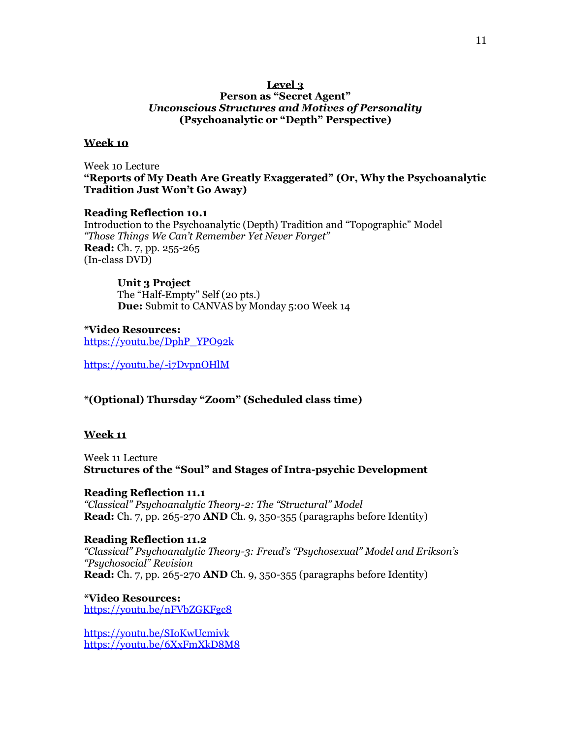**Level 3**

**Person as "Secret Agent"**

***Unconscious Structures and Motives of Personality***

**(Psychoanalytic or "Depth" Perspective)**

**Week 10**

Week 10 Lecture
**"Reports of My Death Are Greatly Exaggerated" (Or, Why the Psychoanalytic Tradition Just Won't Go Away)**

**Reading Reflection 10.1**
Introduction to the Psychoanalytic (Depth) Tradition and "Topographic" Model
*"Those Things We Can't Remember Yet Never Forget"*
**Read:** Ch. 7, pp. 255-265
(In-class DVD)

> **Unit 3 Project**
> The "Half-Empty" Self (20 pts.)
> **Due:** Submit to CANVAS by Monday 5:00 Week 14

**\*Video Resources:**
https://youtu.be/DphP_YPO92k

https://youtu.be/-i7DvpnOHlM

**\*(Optional) Thursday "Zoom" (Scheduled class time)**

**Week 11**

Week 11 Lecture
**Structures of the "Soul" and Stages of Intra-psychic Development**

**Reading Reflection 11.1**
*"Classical" Psychoanalytic Theory-2: The "Structural" Model*
**Read:** Ch. 7, pp. 265-270 **AND** Ch. 9, 350-355 (paragraphs before Identity)

**Reading Reflection 11.2**
*"Classical" Psychoanalytic Theory-3: Freud's "Psychosexual" Model and Erikson's "Psychosocial" Revision*
**Read:** Ch. 7, pp. 265-270 **AND** Ch. 9, 350-355 (paragraphs before Identity)

**\*Video Resources:**
https://youtu.be/nFVbZGKFgc8

https://youtu.be/SIoKwUcmivk
https://youtu.be/6XxFmXkD8M8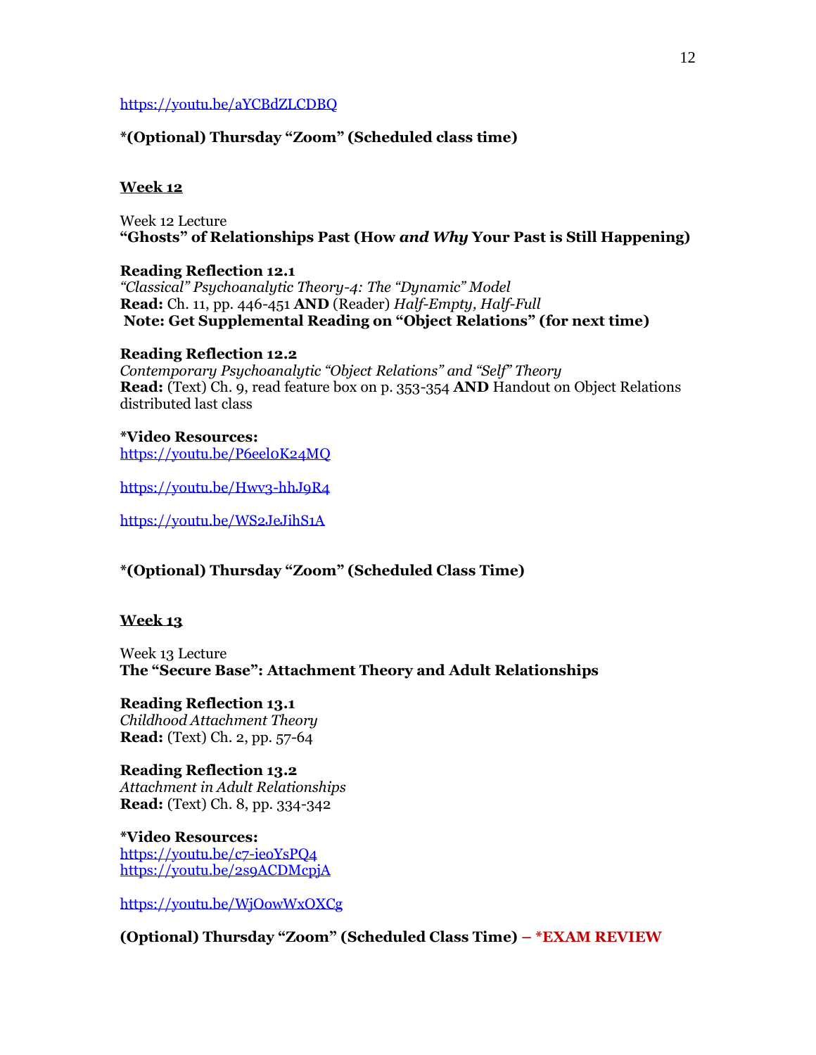https://youtu.be/aYCBdZLCDBQ

**\*(Optional) Thursday "Zoom" (Scheduled class time)**

## Week 12

Week 12 Lecture
**"Ghosts" of Relationships Past (How *and Why* Your Past is Still Happening)**

**Reading Reflection 12.1**
*"Classical" Psychoanalytic Theory-4: The "Dynamic" Model*
**Read:** Ch. 11, pp. 446-451 **AND** (Reader) *Half-Empty, Half-Full*
**Note: Get Supplemental Reading on "Object Relations" (for next time)**

**Reading Reflection 12.2**
*Contemporary Psychoanalytic "Object Relations" and "Self" Theory*
**Read:** (Text) Ch. 9, read feature box on p. 353-354 **AND** Handout on Object Relations distributed last class

**\*Video Resources:**
https://youtu.be/P6eel0K24MQ

https://youtu.be/Hwv3-hhJ9R4

https://youtu.be/WS2JeJihS1A

**\*(Optional) Thursday "Zoom" (Scheduled Class Time)**

## Week 13

Week 13 Lecture
**The "Secure Base": Attachment Theory and Adult Relationships**

**Reading Reflection 13.1**
*Childhood Attachment Theory*
**Read:** (Text) Ch. 2, pp. 57-64

**Reading Reflection 13.2**
*Attachment in Adult Relationships*
**Read:** (Text) Ch. 8, pp. 334-342

**\*Video Resources:**
https://youtu.be/c7-ieoYsPQ4
https://youtu.be/2s9ACDMcpjA

https://youtu.be/WjOowWxOXCg

**(Optional) Thursday "Zoom" (Scheduled Class Time) – \*EXAM REVIEW**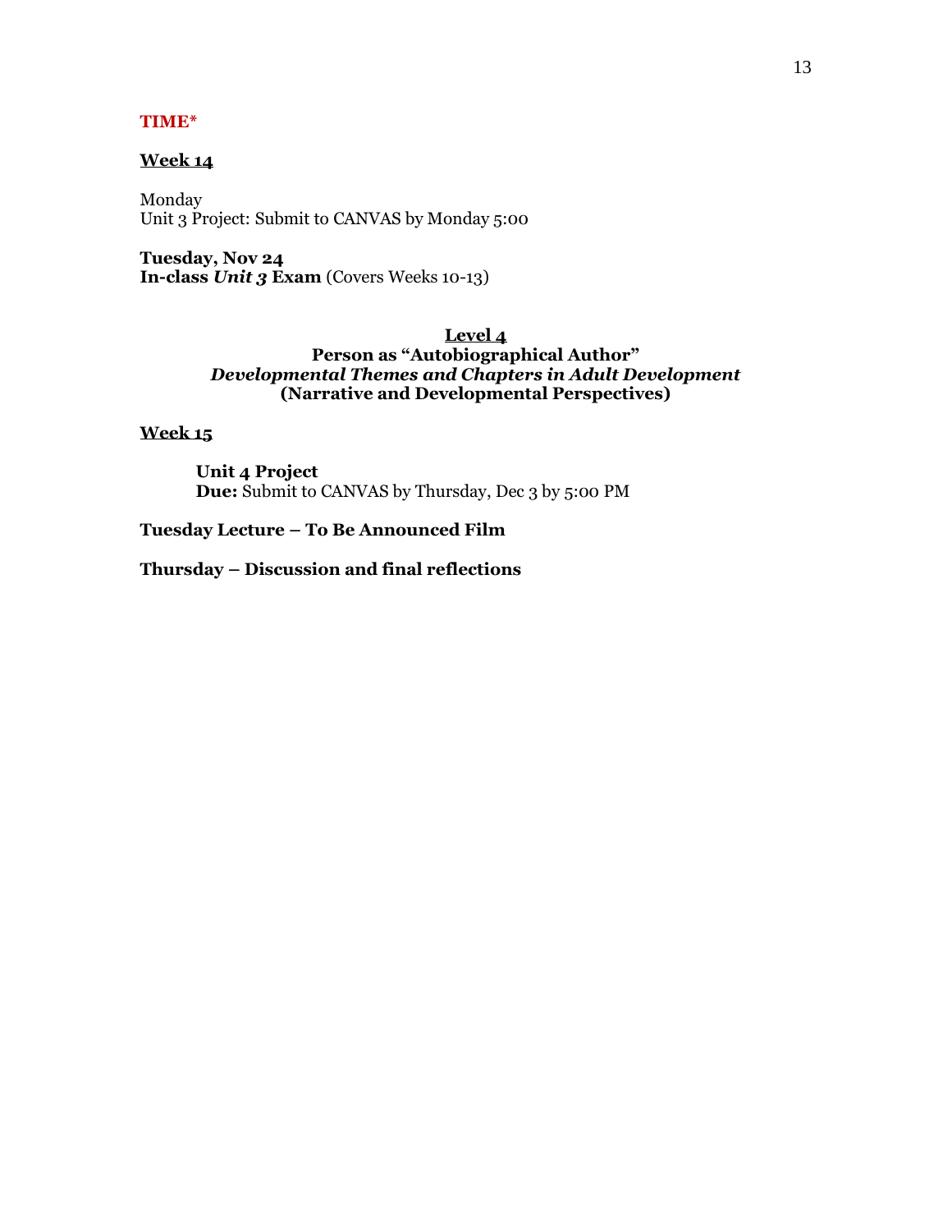**TIME***

**Week 14**

Monday
Unit 3 Project: Submit to CANVAS by Monday 5:00

**Tuesday, Nov 24**
**In-class *Unit 3* Exam** (Covers Weeks 10-13)

**Level 4**
**Person as "Autobiographical Author"**
***Developmental Themes and Chapters in Adult Development***
**(Narrative and Developmental Perspectives)**

**Week 15**

**Unit 4 Project**
**Due:** Submit to CANVAS by Thursday, Dec 3 by 5:00 PM

**Tuesday Lecture – To Be Announced Film**

**Thursday – Discussion and final reflections**